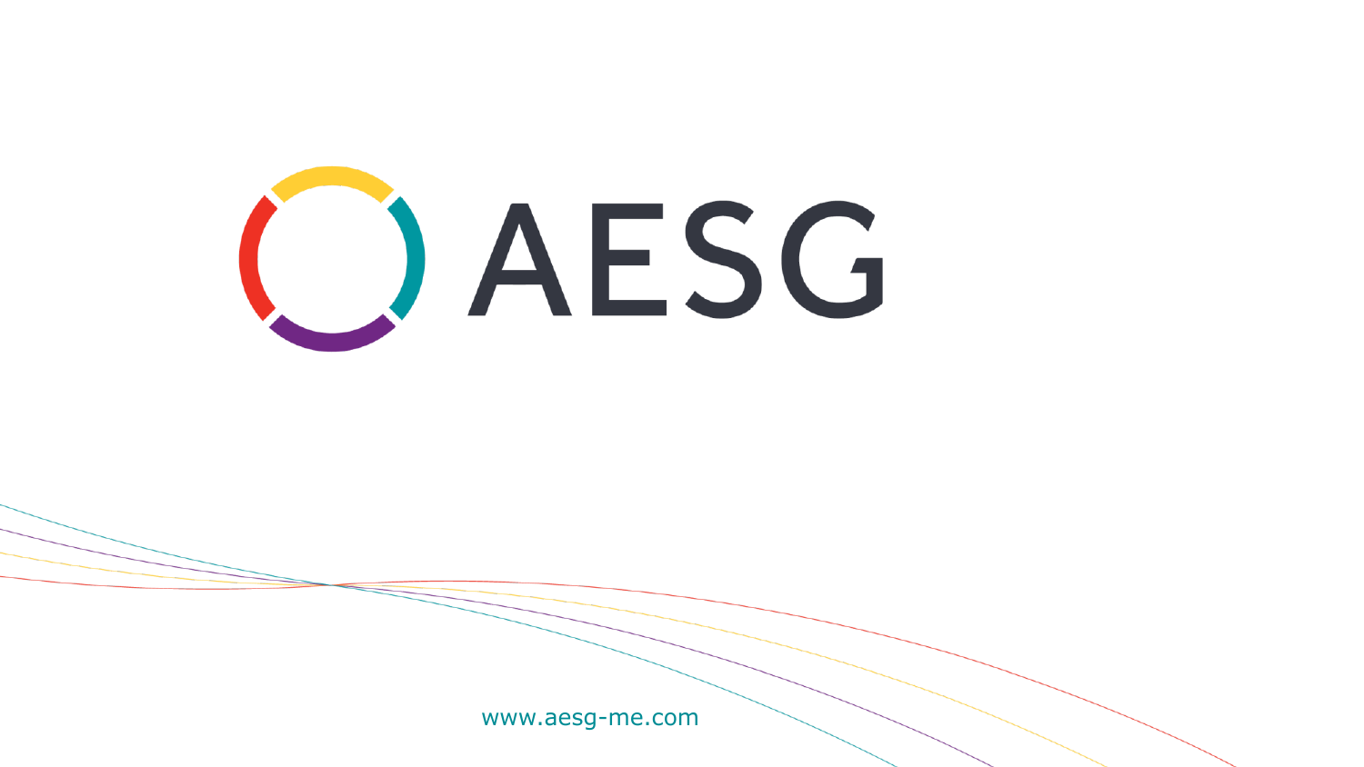# AESG

www.aesg-me.com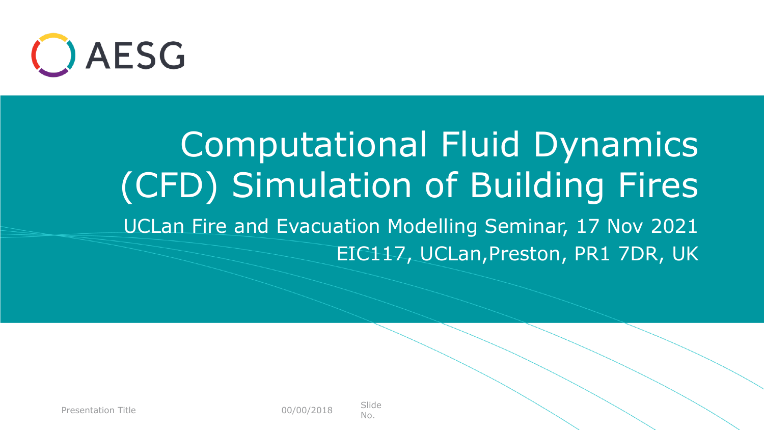AESG

# Computational Fluid Dynamics (CFD) Simulation of Building Fires

UCLan Fire and Evacuation Modelling Seminar, 17 Nov 2021

EIC117, UCLan,Preston, PR1 7DR, UK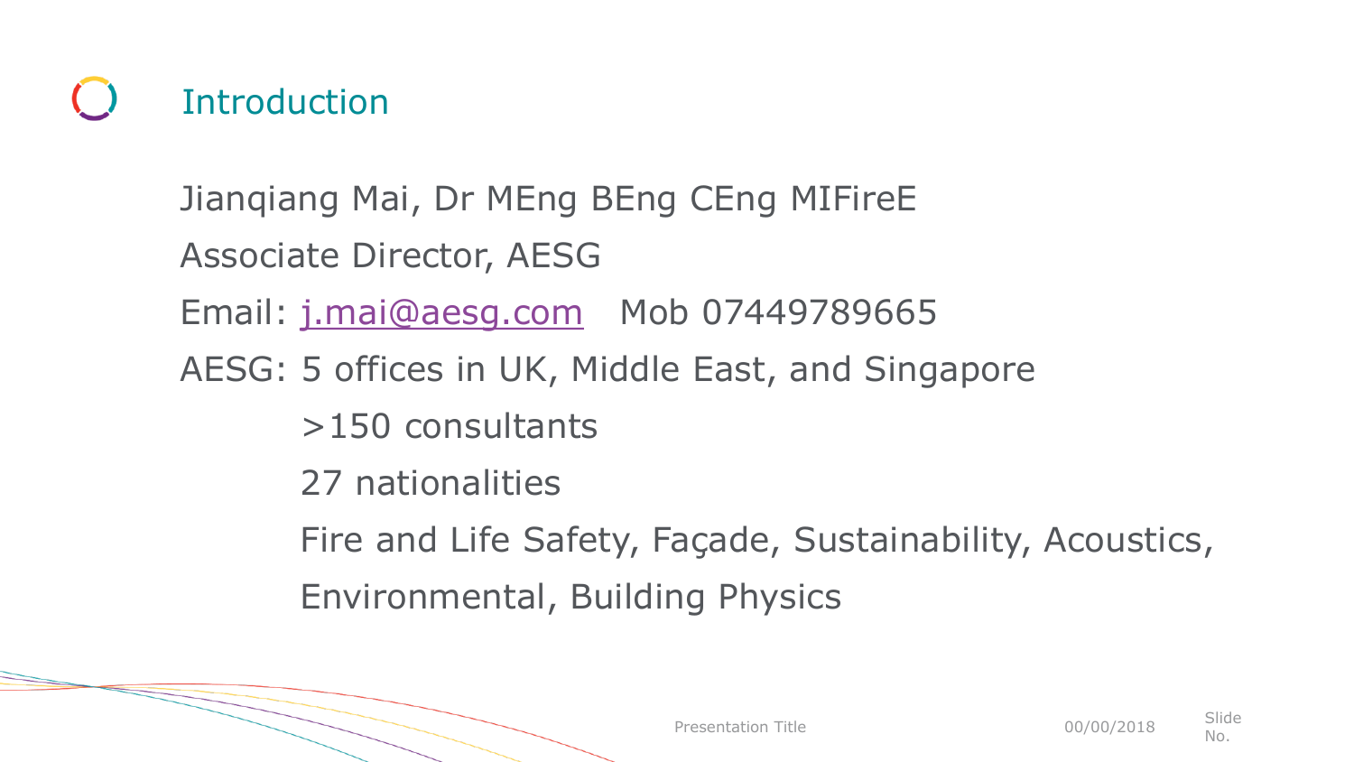# Introduction

Jianqiang Mai, Dr MEng BEng CEng MIFireE

Associate Director, AESG

Email: j.mai@aesg.com   Mob 07449789665

AESG: 5 offices in UK, Middle East, and Singapore

- >150 consultants
- 27 nationalities
- Fire and Life Safety, Façade, Sustainability, Acoustics, Environmental, Building Physics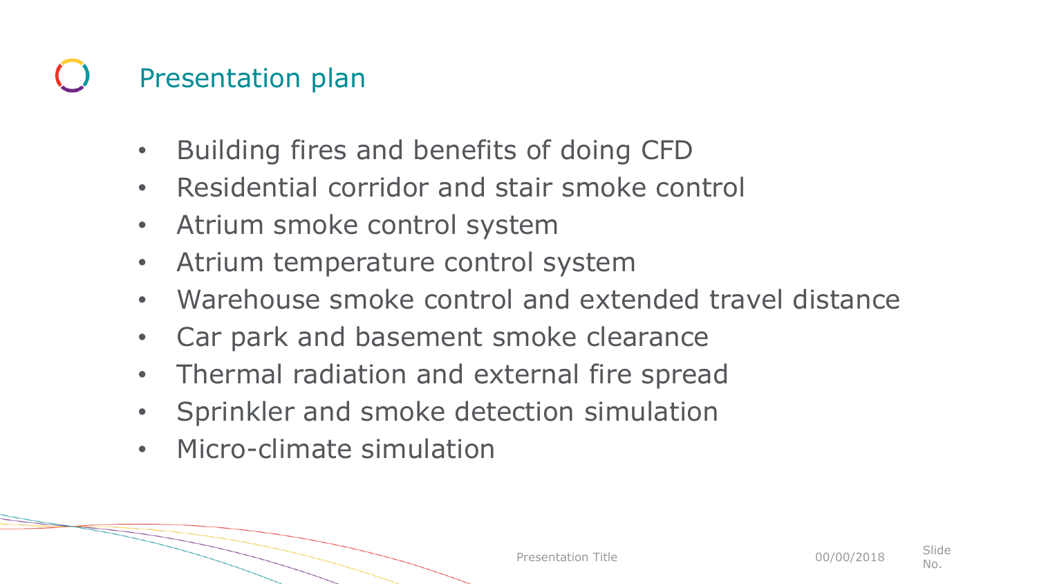# Presentation plan

- Building fires and benefits of doing CFD
- Residential corridor and stair smoke control
- Atrium smoke control system
- Atrium temperature control system
- Warehouse smoke control and extended travel distance
- Car park and basement smoke clearance
- Thermal radiation and external fire spread
- Sprinkler and smoke detection simulation
- Micro-climate simulation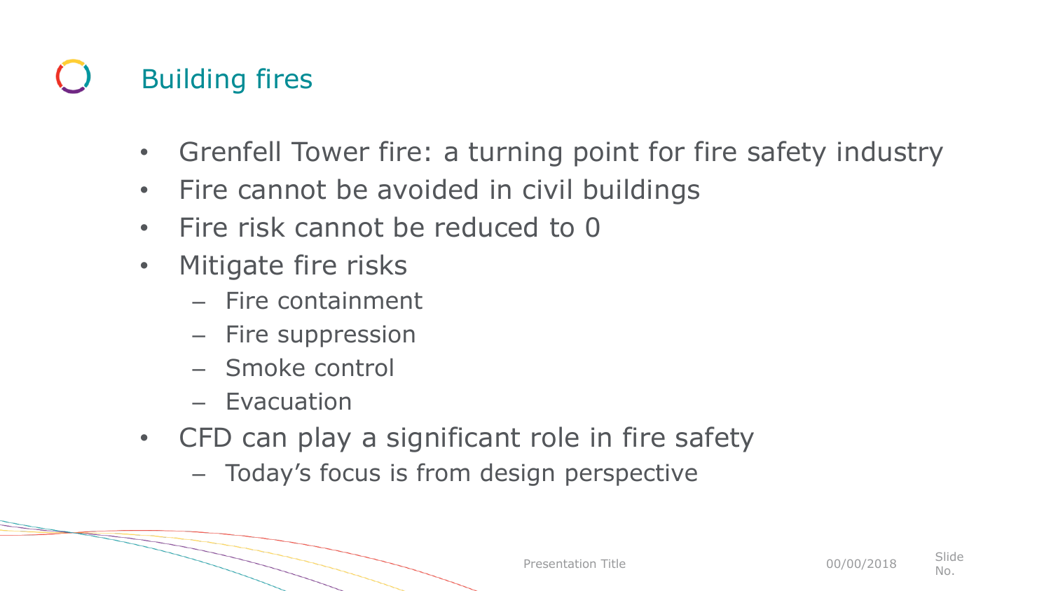# Building fires

- Grenfell Tower fire: a turning point for fire safety industry
- Fire cannot be avoided in civil buildings
- Fire risk cannot be reduced to 0
- Mitigate fire risks
  - Fire containment
  - Fire suppression
  - Smoke control
  - Evacuation
- CFD can play a significant role in fire safety
  - Today's focus is from design perspective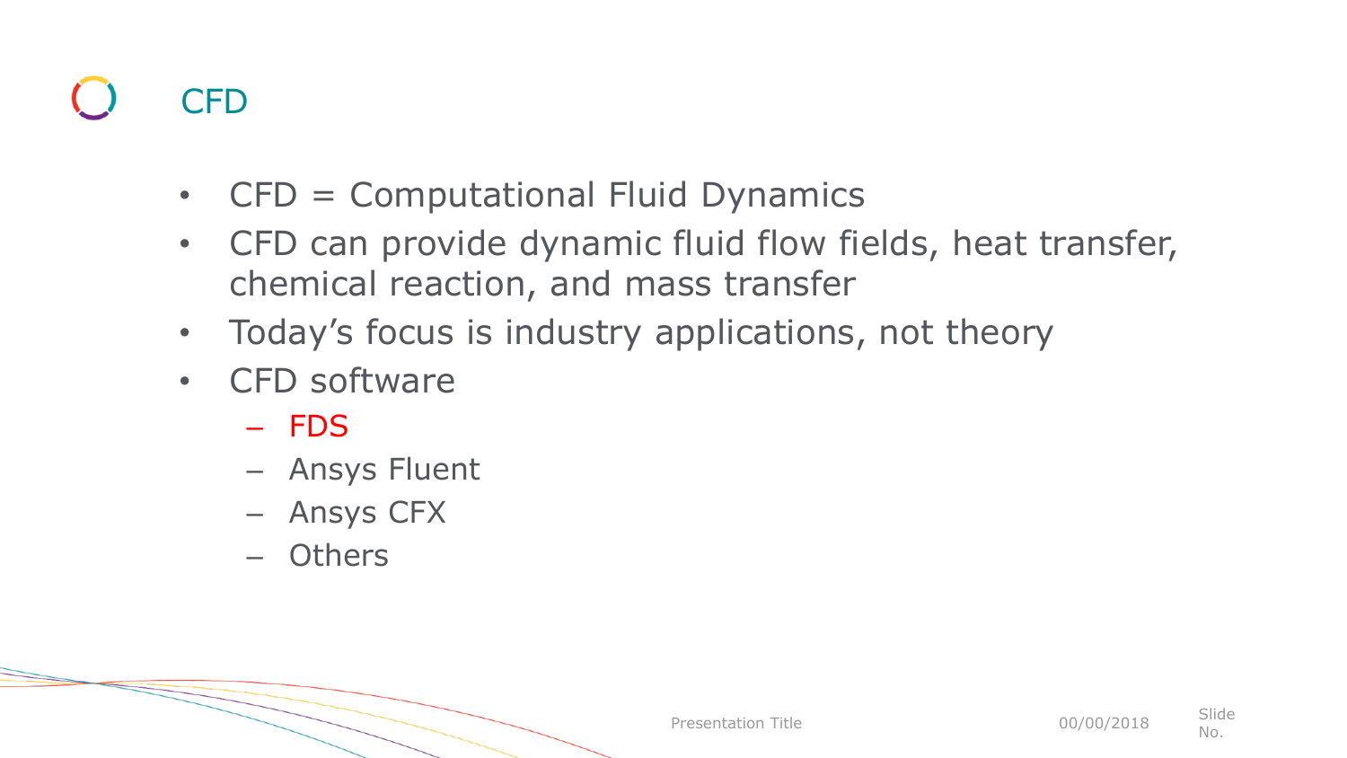# CFD

- CFD = Computational Fluid Dynamics
- CFD can provide dynamic fluid flow fields, heat transfer, chemical reaction, and mass transfer
- Today's focus is industry applications, not theory
- CFD software
  - FDS
  - Ansys Fluent
  - Ansys CFX
  - Others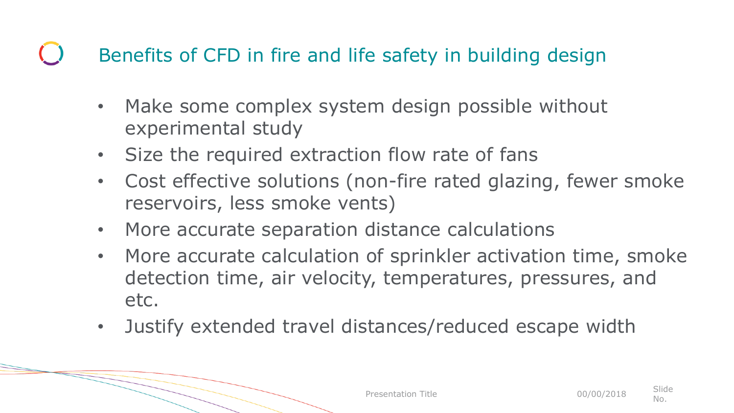# Benefits of CFD in fire and life safety in building design

- Make some complex system design possible without experimental study
- Size the required extraction flow rate of fans
- Cost effective solutions (non-fire rated glazing, fewer smoke reservoirs, less smoke vents)
- More accurate separation distance calculations
- More accurate calculation of sprinkler activation time, smoke detection time, air velocity, temperatures, pressures, and etc.
- Justify extended travel distances/reduced escape width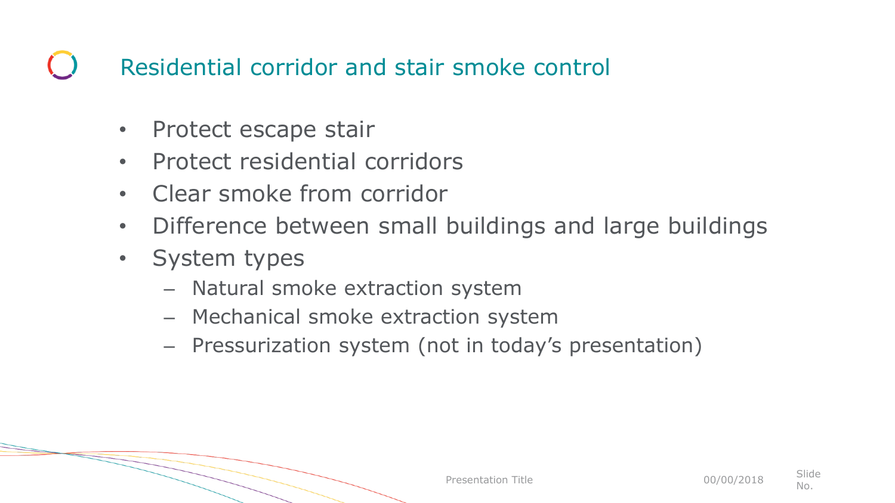# Residential corridor and stair smoke control

- Protect escape stair
- Protect residential corridors
- Clear smoke from corridor
- Difference between small buildings and large buildings
- System types
  - Natural smoke extraction system
  - Mechanical smoke extraction system
  - Pressurization system (not in today's presentation)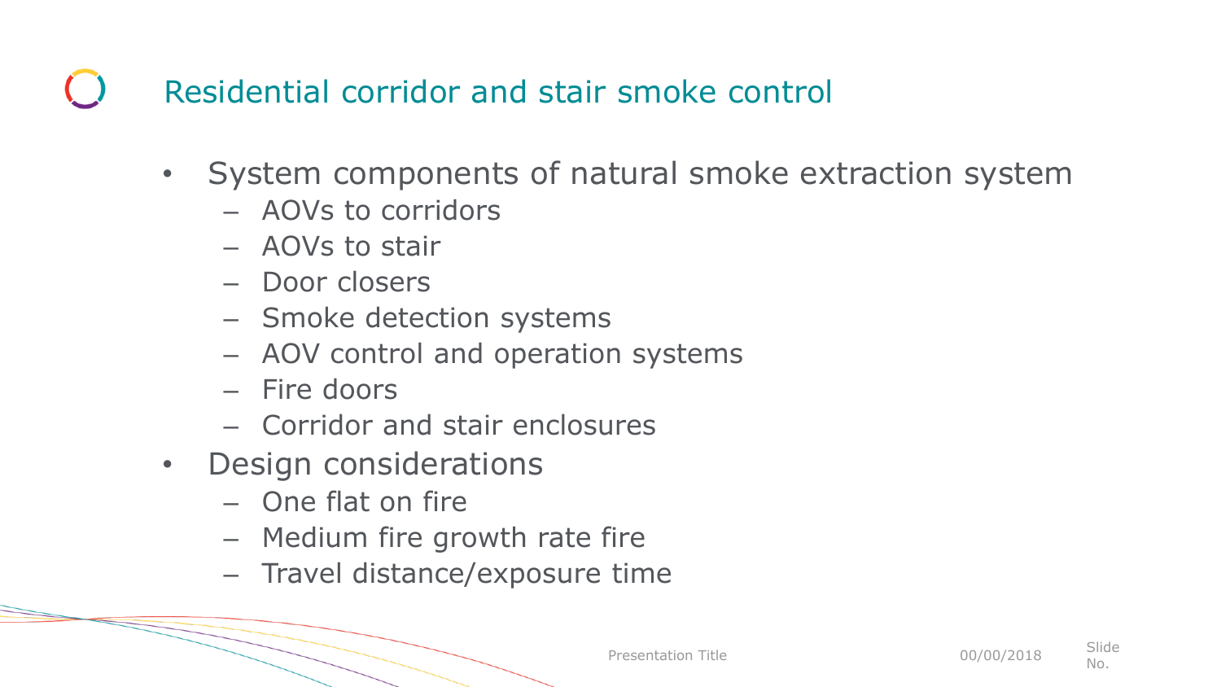# Residential corridor and stair smoke control

- System components of natural smoke extraction system
  - AOVs to corridors
  - AOVs to stair
  - Door closers
  - Smoke detection systems
  - AOV control and operation systems
  - Fire doors
  - Corridor and stair enclosures
- Design considerations
  - One flat on fire
  - Medium fire growth rate fire
  - Travel distance/exposure time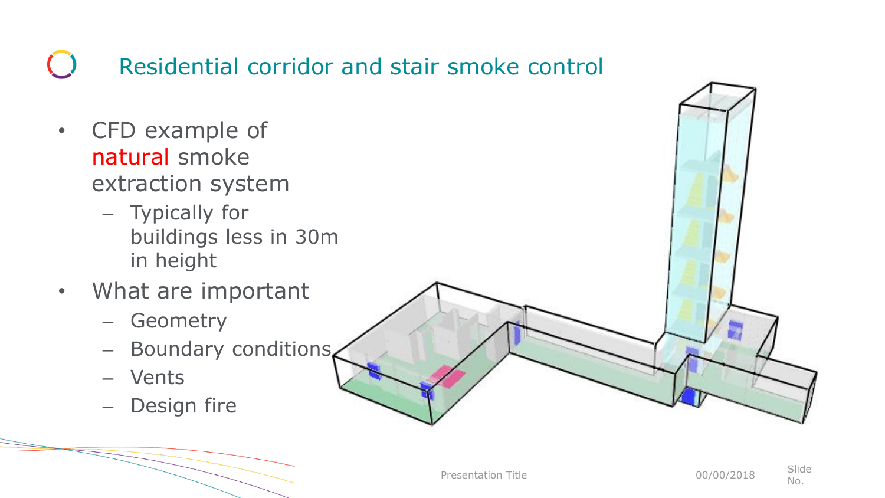# Residential corridor and stair smoke control

- CFD example of natural smoke extraction system
  - Typically for buildings less in 30m in height
- What are important
  - Geometry
  - Boundary conditions
  - Vents
  - Design fire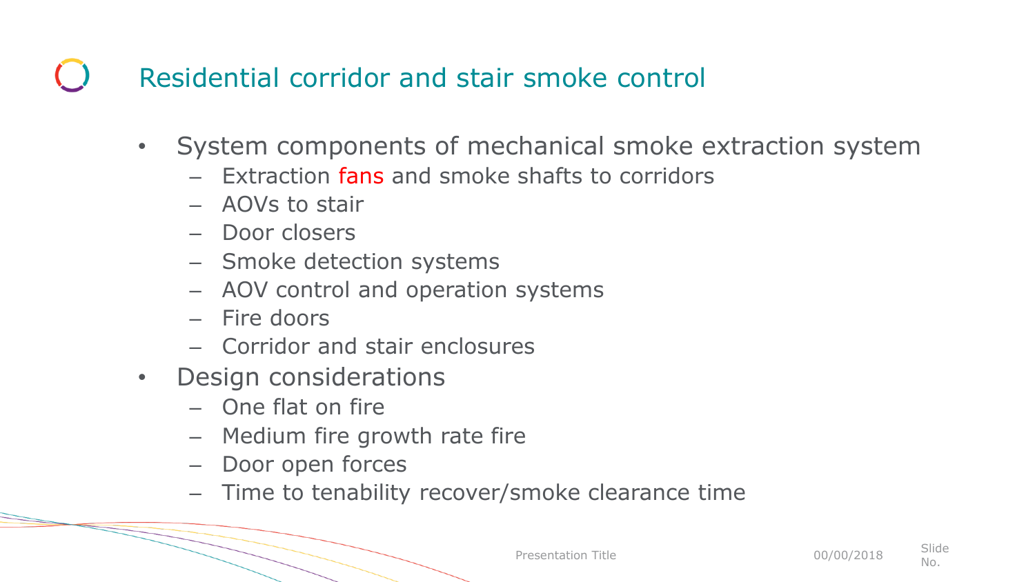# Residential corridor and stair smoke control

- System components of mechanical smoke extraction system
  - Extraction fans and smoke shafts to corridors
  - AOVs to stair
  - Door closers
  - Smoke detection systems
  - AOV control and operation systems
  - Fire doors
  - Corridor and stair enclosures
- Design considerations
  - One flat on fire
  - Medium fire growth rate fire
  - Door open forces
  - Time to tenability recover/smoke clearance time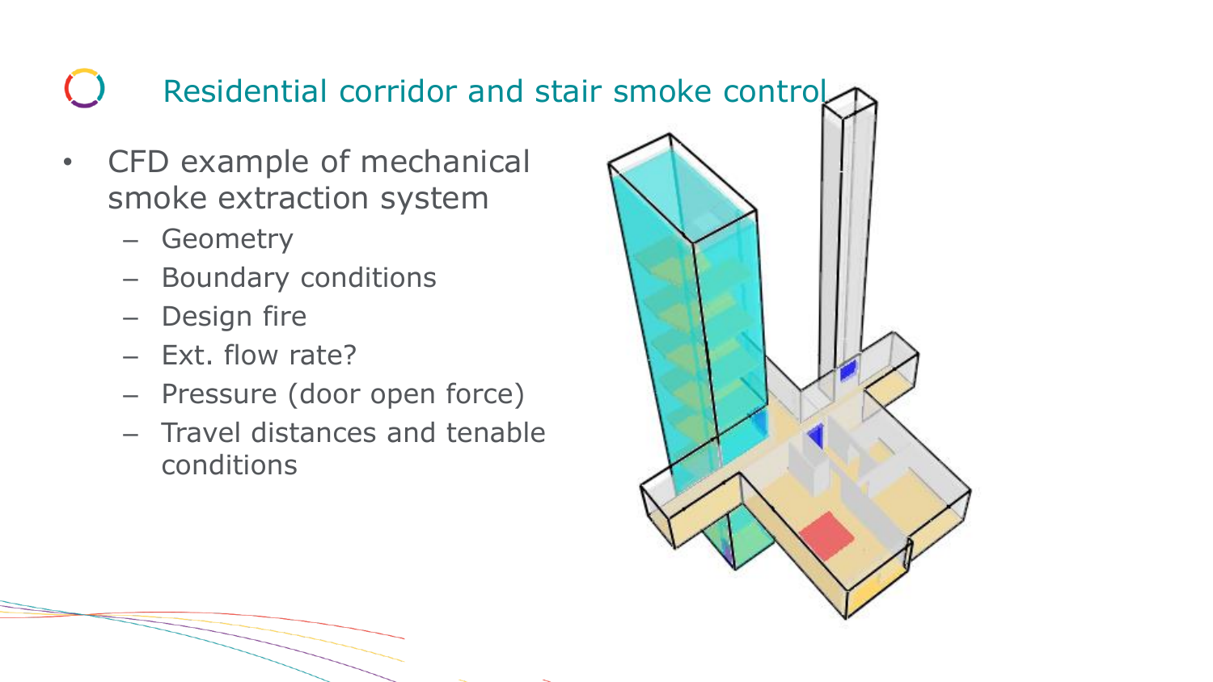# Residential corridor and stair smoke control

- CFD example of mechanical smoke extraction system
  - Geometry
  - Boundary conditions
  - Design fire
  - Ext. flow rate?
  - Pressure (door open force)
  - Travel distances and tenable conditions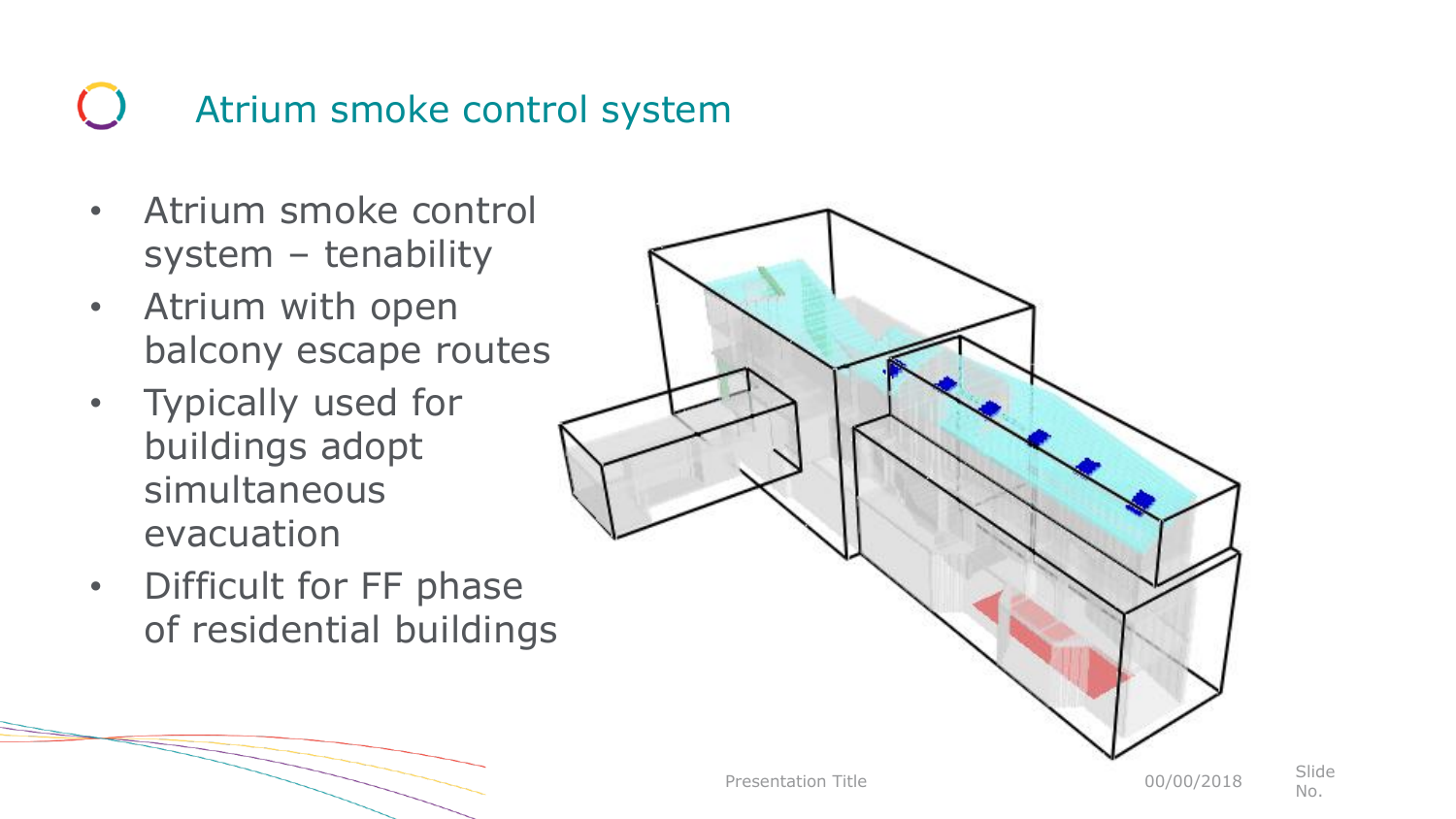# Atrium smoke control system

- Atrium smoke control system – tenability
- Atrium with open balcony escape routes
- Typically used for buildings adopt simultaneous evacuation
- Difficult for FF phase of residential buildings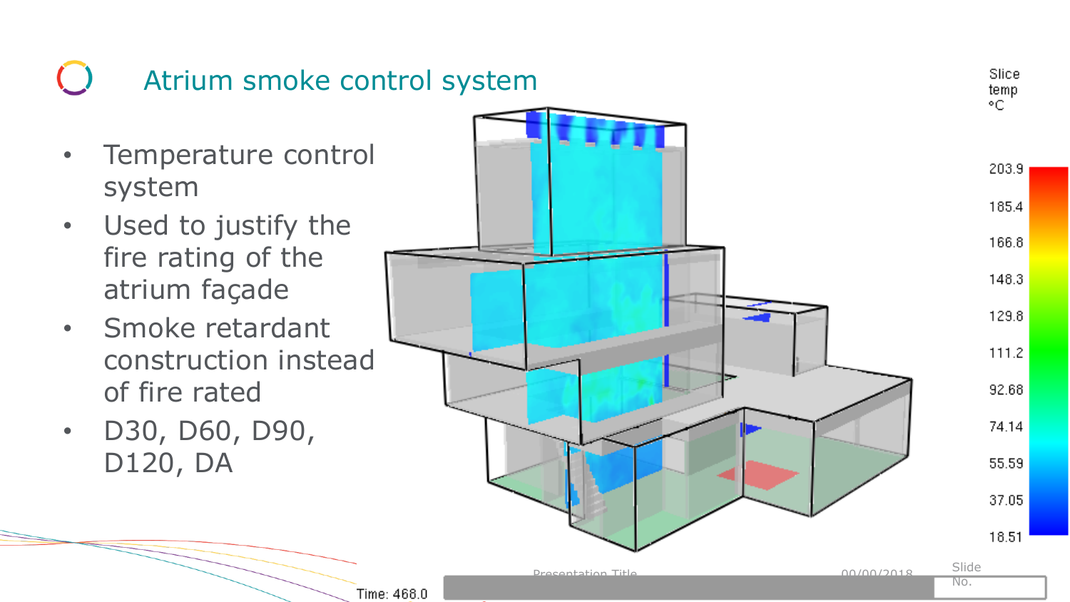# Atrium smoke control system

- Temperature control system
- Used to justify the fire rating of the atrium façade
- Smoke retardant construction instead of fire rated
- D30, D60, D90, D120, DA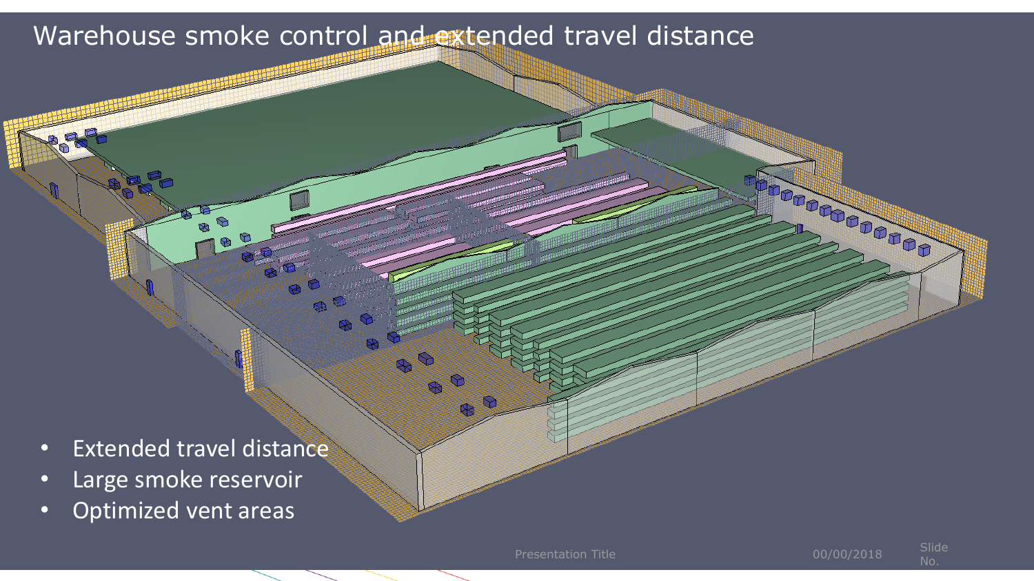# Warehouse smoke control and extended travel distance

- Extended travel distance
- Large smoke reservoir
- Optimized vent areas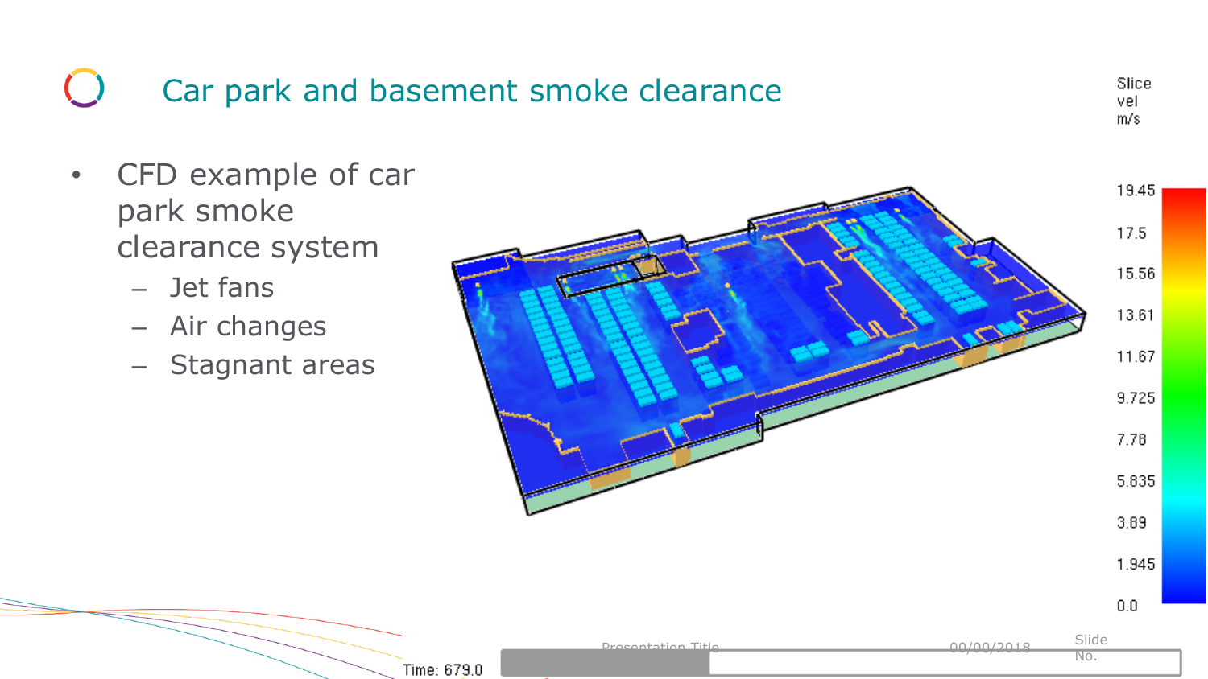# Car park and basement smoke clearance

- CFD example of car park smoke clearance system
  - Jet fans
  - Air changes
  - Stagnant areas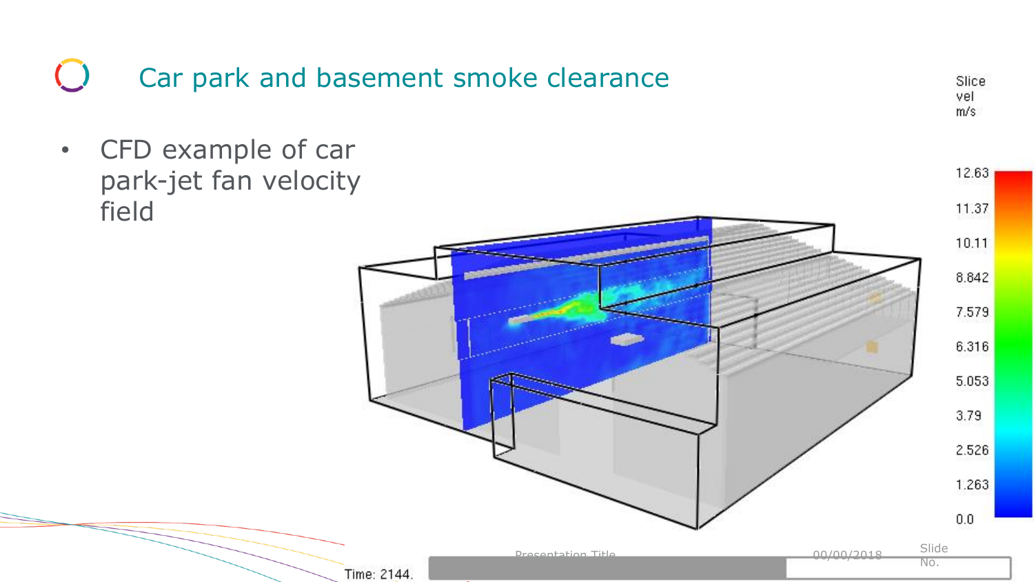# Car park and basement smoke clearance

- CFD example of car park-jet fan velocity field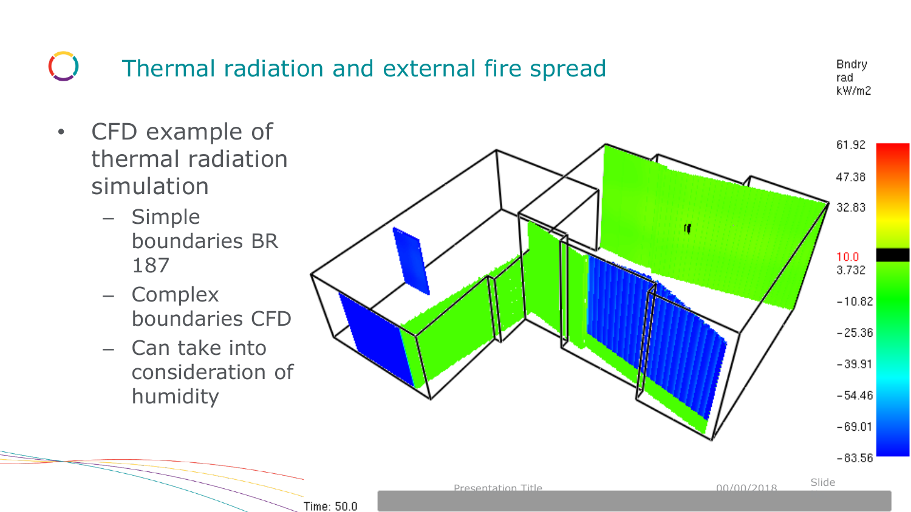# Thermal radiation and external fire spread

- CFD example of thermal radiation simulation
  - Simple boundaries BR 187
  - Complex boundaries CFD
  - Can take into consideration of humidity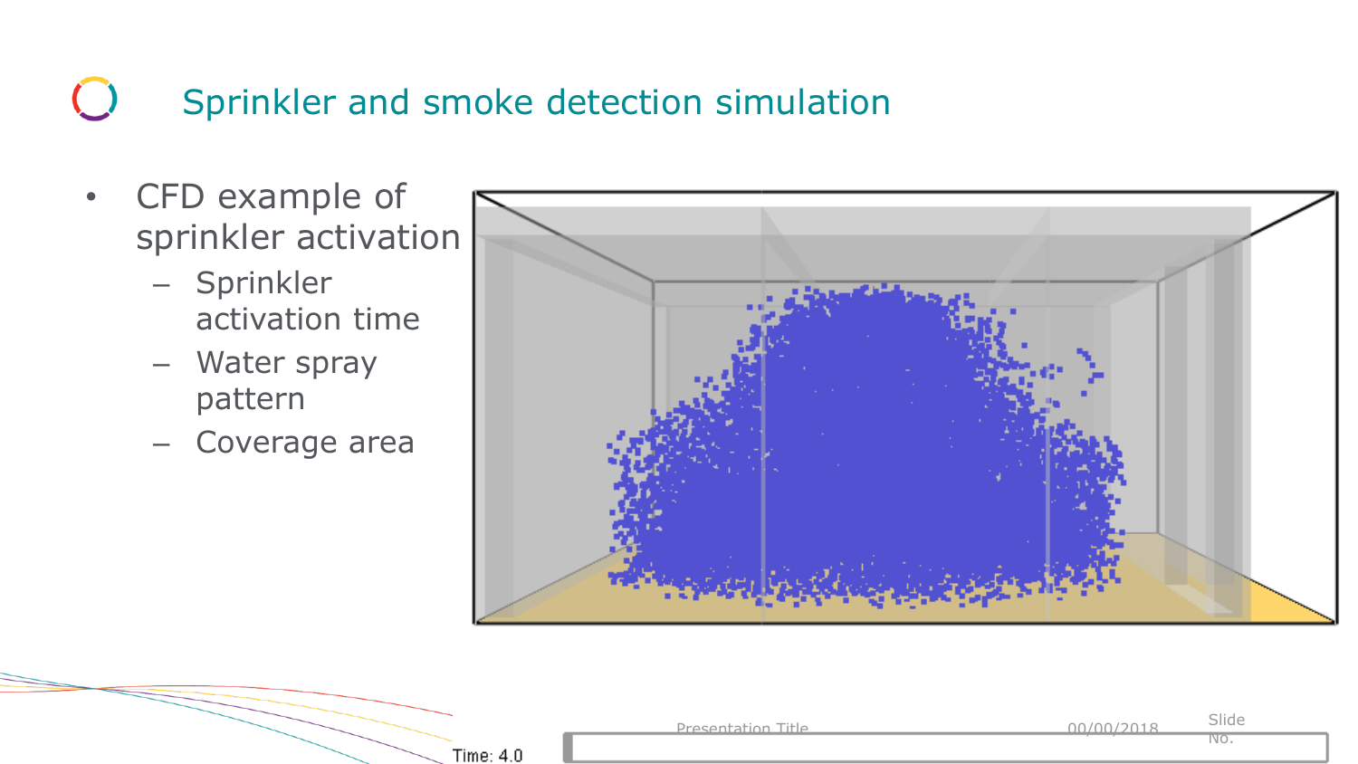# Sprinkler and smoke detection simulation

- CFD example of sprinkler activation
  - Sprinkler activation time
  - Water spray pattern
  - Coverage area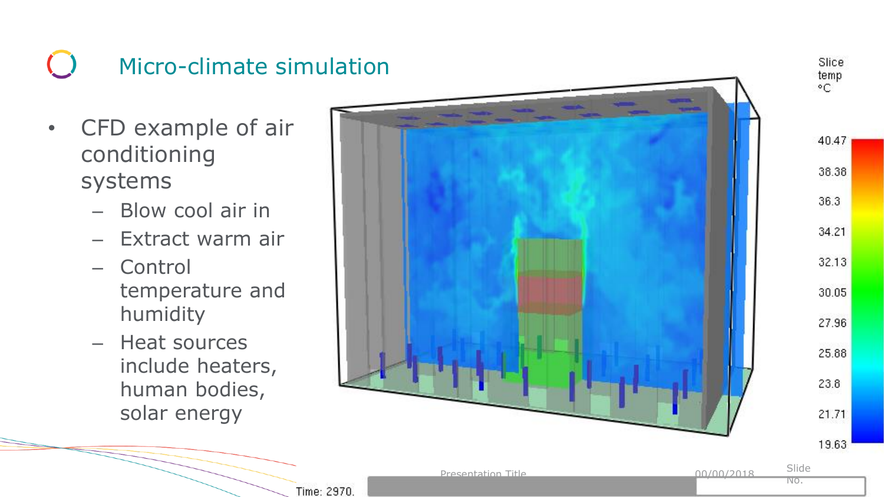# Micro-climate simulation

- CFD example of air conditioning systems
  - Blow cool air in
  - Extract warm air
  - Control temperature and humidity
  - Heat sources include heaters, human bodies, solar energy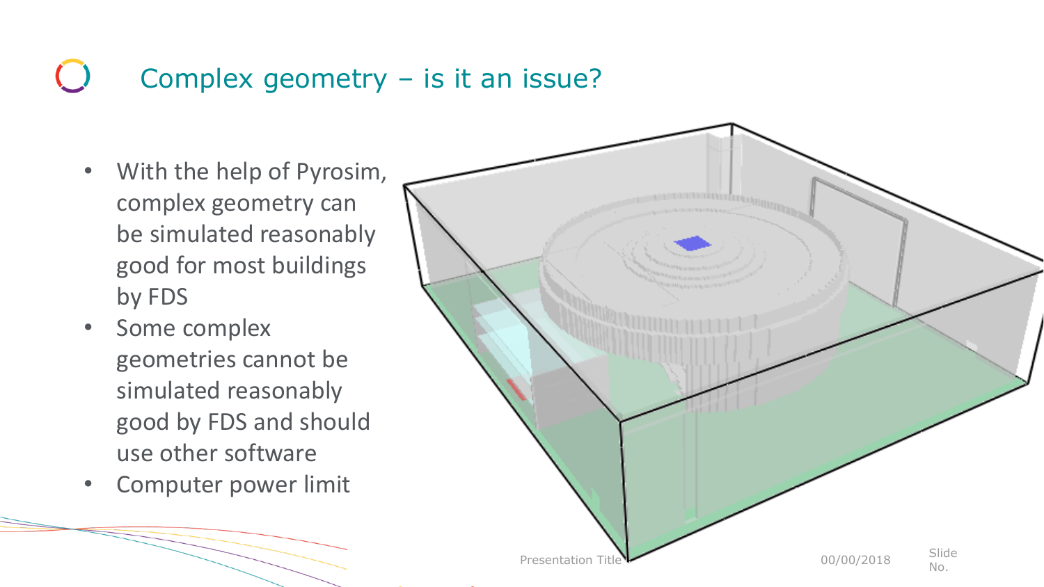# Complex geometry – is it an issue?

- With the help of Pyrosim, complex geometry can be simulated reasonably good for most buildings by FDS
- Some complex geometries cannot be simulated reasonably good by FDS and should use other software
- Computer power limit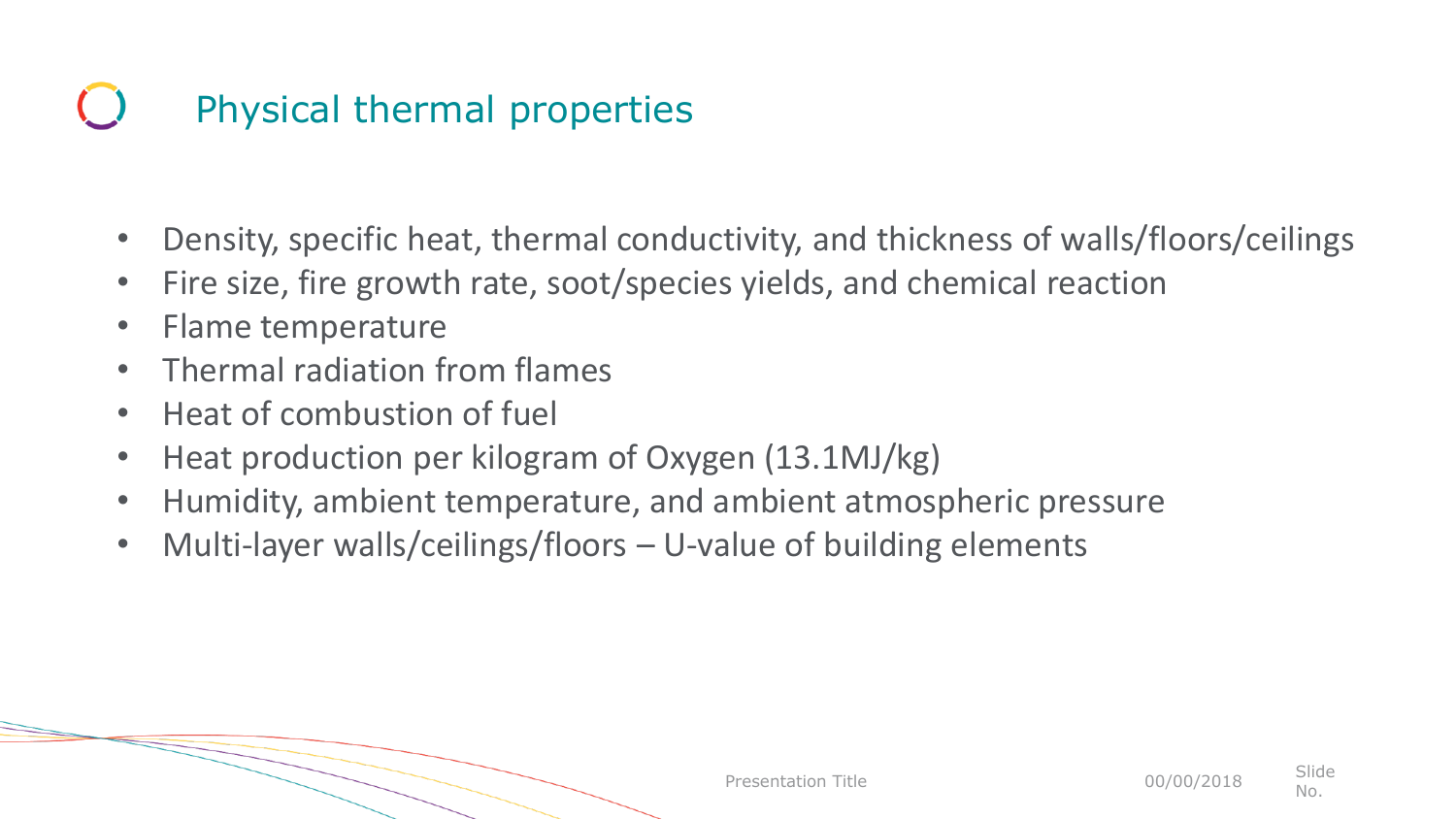# Physical thermal properties

- Density, specific heat, thermal conductivity, and thickness of walls/floors/ceilings
- Fire size, fire growth rate, soot/species yields, and chemical reaction
- Flame temperature
- Thermal radiation from flames
- Heat of combustion of fuel
- Heat production per kilogram of Oxygen (13.1MJ/kg)
- Humidity, ambient temperature, and ambient atmospheric pressure
- Multi-layer walls/ceilings/floors – U-value of building elements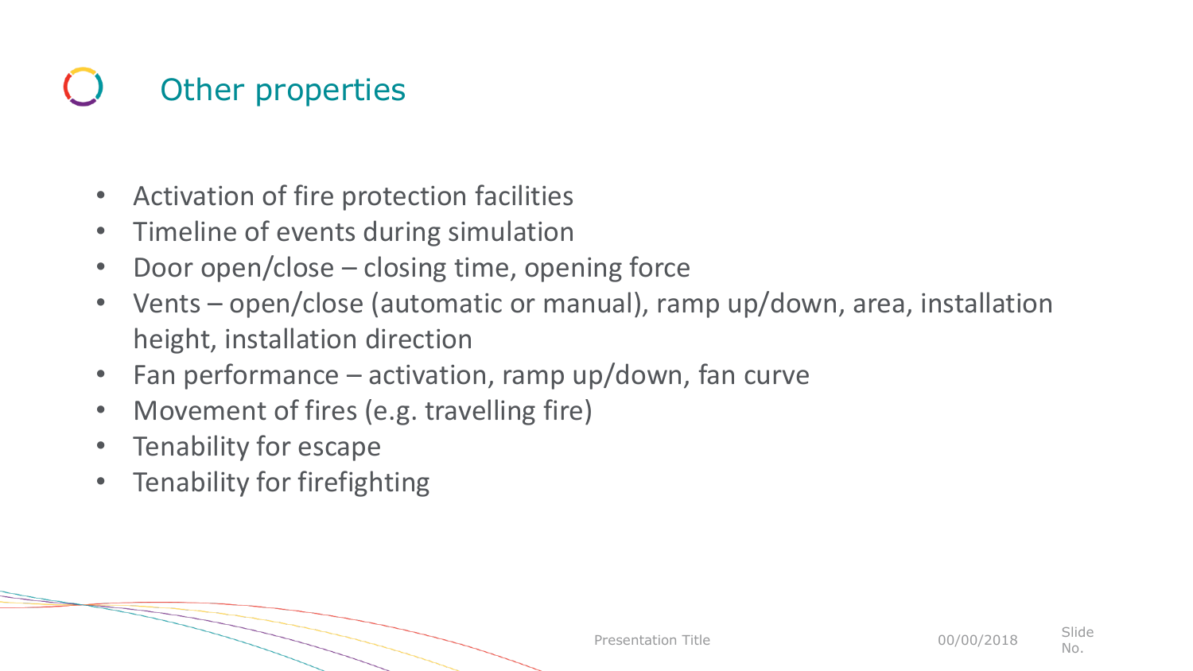# Other properties

- Activation of fire protection facilities
- Timeline of events during simulation
- Door open/close – closing time, opening force
- Vents – open/close (automatic or manual), ramp up/down, area, installation height, installation direction
- Fan performance – activation, ramp up/down, fan curve
- Movement of fires (e.g. travelling fire)
- Tenability for escape
- Tenability for firefighting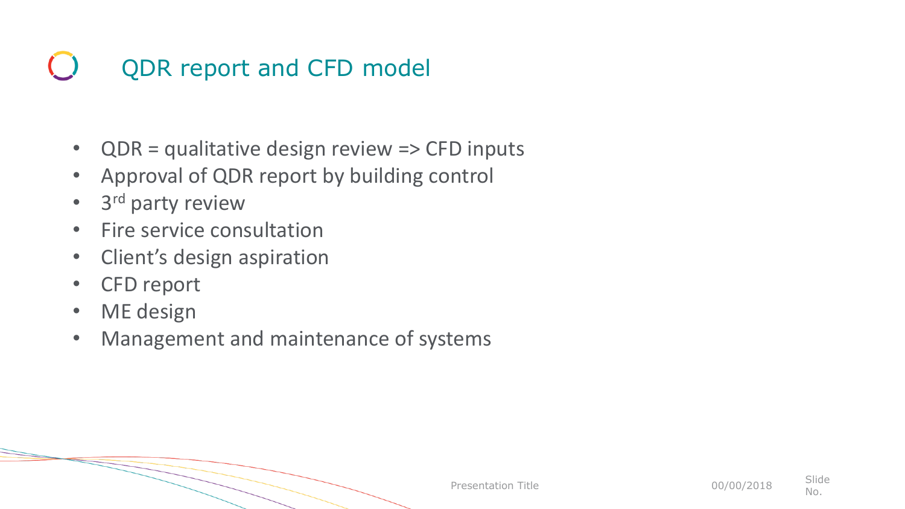# QDR report and CFD model

- QDR = qualitative design review => CFD inputs
- Approval of QDR report by building control
- 3rd party review
- Fire service consultation
- Client's design aspiration
- CFD report
- ME design
- Management and maintenance of systems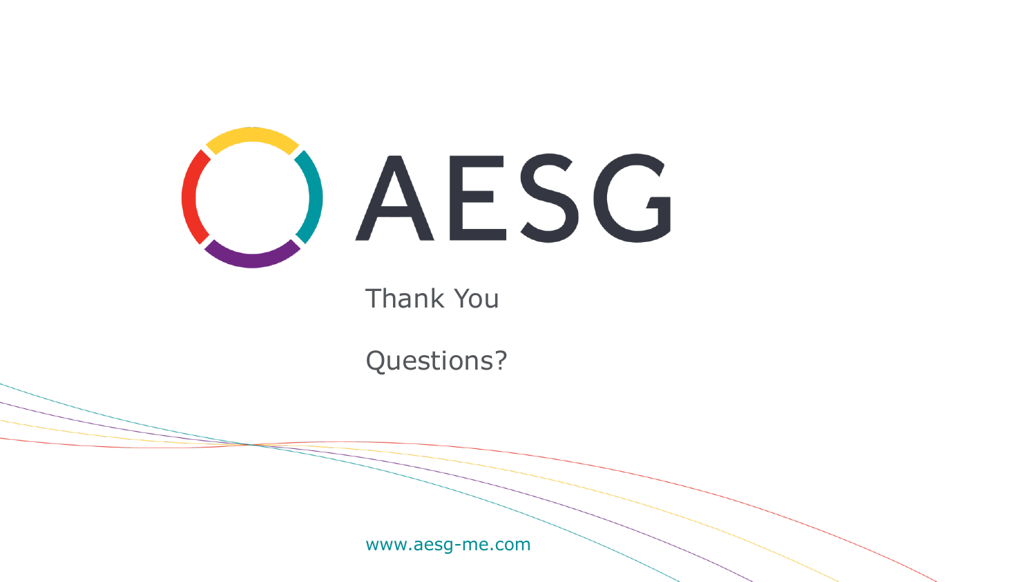# AESG

Thank You

Questions?

www.aesg-me.com